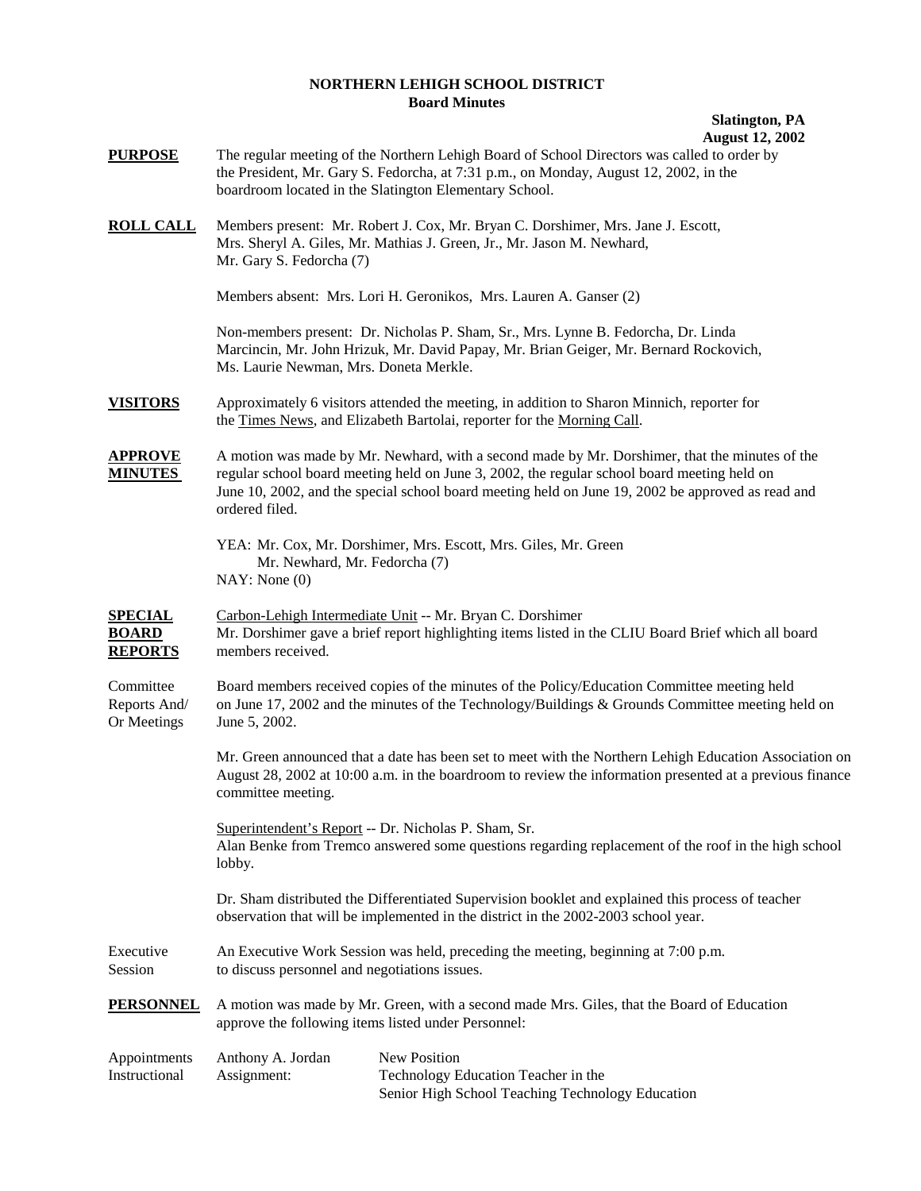# NORTHERN LEHIGH SCHOOL DISTRICT
## Board Minutes

**Slatington, PA**
**August 12, 2002**

**PURPOSE** The regular meeting of the Northern Lehigh Board of School Directors was called to order by the President, Mr. Gary S. Fedorcha, at 7:31 p.m., on Monday, August 12, 2002, in the boardroom located in the Slatington Elementary School.

**ROLL CALL** Members present: Mr. Robert J. Cox, Mr. Bryan C. Dorshimer, Mrs. Jane J. Escott, Mrs. Sheryl A. Giles, Mr. Mathias J. Green, Jr., Mr. Jason M. Newhard, Mr. Gary S. Fedorcha (7)

Members absent: Mrs. Lori H. Geronikos, Mrs. Lauren A. Ganser (2)

Non-members present: Dr. Nicholas P. Sham, Sr., Mrs. Lynne B. Fedorcha, Dr. Linda Marcincin, Mr. John Hrizuk, Mr. David Papay, Mr. Brian Geiger, Mr. Bernard Rockovich, Ms. Laurie Newman, Mrs. Doneta Merkle.

**VISITORS** Approximately 6 visitors attended the meeting, in addition to Sharon Minnich, reporter for the Times News, and Elizabeth Bartolai, reporter for the Morning Call.

**APPROVE MINUTES** A motion was made by Mr. Newhard, with a second made by Mr. Dorshimer, that the minutes of the regular school board meeting held on June 3, 2002, the regular school board meeting held on June 10, 2002, and the special school board meeting held on June 19, 2002 be approved as read and ordered filed.

YEA: Mr. Cox, Mr. Dorshimer, Mrs. Escott, Mrs. Giles, Mr. Green Mr. Newhard, Mr. Fedorcha (7)
NAY: None (0)

**SPECIAL BOARD REPORTS** Carbon-Lehigh Intermediate Unit -- Mr. Bryan C. Dorshimer
Mr. Dorshimer gave a brief report highlighting items listed in the CLIU Board Brief which all board members received.

Committee Reports And/ Or Meetings Board members received copies of the minutes of the Policy/Education Committee meeting held on June 17, 2002 and the minutes of the Technology/Buildings & Grounds Committee meeting held on June 5, 2002.

Mr. Green announced that a date has been set to meet with the Northern Lehigh Education Association on August 28, 2002 at 10:00 a.m. in the boardroom to review the information presented at a previous finance committee meeting.

Superintendent's Report -- Dr. Nicholas P. Sham, Sr.
Alan Benke from Tremco answered some questions regarding replacement of the roof in the high school lobby.

Dr. Sham distributed the Differentiated Supervision booklet and explained this process of teacher observation that will be implemented in the district in the 2002-2003 school year.

Executive Session An Executive Work Session was held, preceding the meeting, beginning at 7:00 p.m. to discuss personnel and negotiations issues.

**PERSONNEL** A motion was made by Mr. Green, with a second made Mrs. Giles, that the Board of Education approve the following items listed under Personnel:

| Appointments Instructional | Anthony A. Jordan<br>Assignment: | New Position<br>Technology Education Teacher in the Senior High School Teaching Technology Education |
|---|---|---|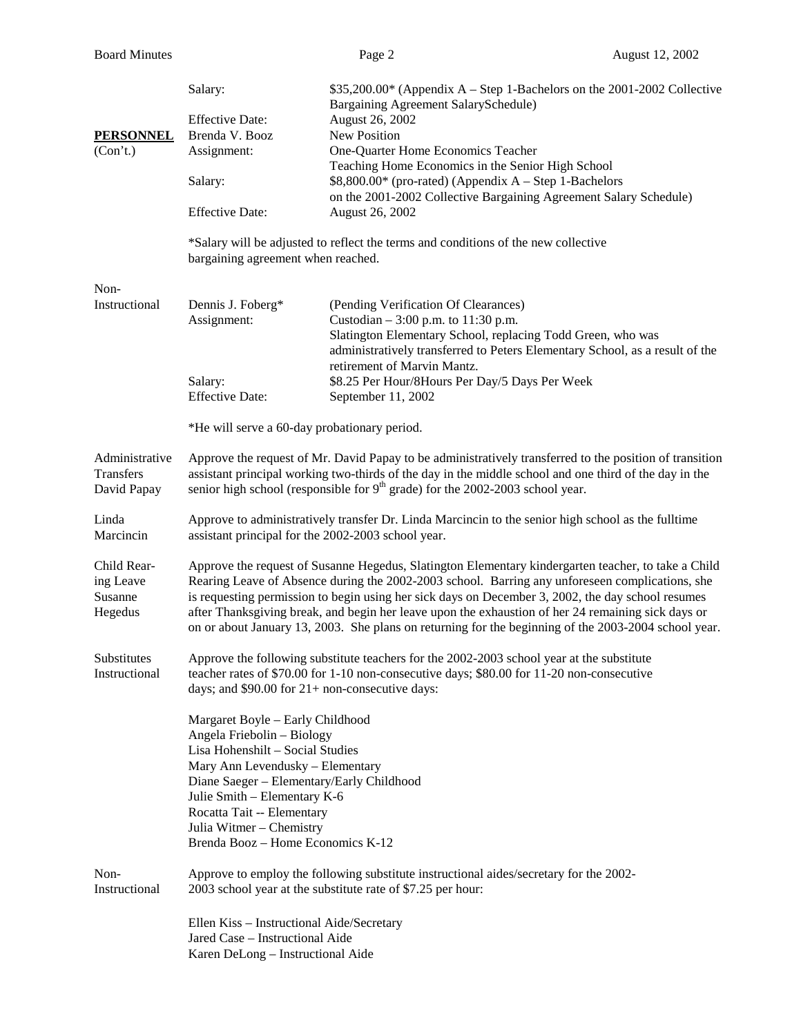| | | |
|---|---|---|
| | Salary: | $35,200.00* (Appendix A – Step 1-Bachelors on the 2001-2002 Collective Bargaining Agreement SalarySchedule) |
| | Effective Date: | August 26, 2002 |
| **PERSONNEL** (Con't.) | Brenda V. Booz | New Position |
| | Assignment: | One-Quarter Home Economics Teacher Teaching Home Economics in the Senior High School |
| | Salary: | $8,800.00* (pro-rated) (Appendix A – Step 1-Bachelors on the 2001-2002 Collective Bargaining Agreement Salary Schedule) |
| | Effective Date: | August 26, 2002 |

*Salary will be adjusted to reflect the terms and conditions of the new collective bargaining agreement when reached.

| | | |
|---|---|---|
| Non-Instructional | Dennis J. Foberg* | (Pending Verification Of Clearances) |
| | Assignment: | Custodian – 3:00 p.m. to 11:30 p.m. Slatington Elementary School, replacing Todd Green, who was administratively transferred to Peters Elementary School, as a result of the retirement of Marvin Mantz. |
| | Salary: | $8.25 Per Hour/8Hours Per Day/5 Days Per Week |
| | Effective Date: | September 11, 2002 |

*He will serve a 60-day probationary period.

**Administrative Transfers David Papay**

Approve the request of Mr. David Papay to be administratively transferred to the position of transition assistant principal working two-thirds of the day in the middle school and one third of the day in the senior high school (responsible for 9th grade) for the 2002-2003 school year.

**Linda Marcincin**

Approve to administratively transfer Dr. Linda Marcincin to the senior high school as the fulltime assistant principal for the 2002-2003 school year.

**Child Rearing Leave Susanne Hegedus**

Approve the request of Susanne Hegedus, Slatington Elementary kindergarten teacher, to take a Child Rearing Leave of Absence during the 2002-2003 school. Barring any unforeseen complications, she is requesting permission to begin using her sick days on December 3, 2002, the day school resumes after Thanksgiving break, and begin her leave upon the exhaustion of her 24 remaining sick days or on or about January 13, 2003. She plans on returning for the beginning of the 2003-2004 school year.

**Substitutes Instructional**

Approve the following substitute teachers for the 2002-2003 school year at the substitute teacher rates of $70.00 for 1-10 non-consecutive days; $80.00 for 11-20 non-consecutive days; and $90.00 for 21+ non-consecutive days:

Margaret Boyle – Early Childhood
Angela Friebolin – Biology
Lisa Hohenshilt – Social Studies
Mary Ann Levendusky – Elementary
Diane Saeger – Elementary/Early Childhood
Julie Smith – Elementary K-6
Rocatta Tait -- Elementary
Julia Witmer – Chemistry
Brenda Booz – Home Economics K-12

**Non-Instructional**

Approve to employ the following substitute instructional aides/secretary for the 2002-2003 school year at the substitute rate of $7.25 per hour:

Ellen Kiss – Instructional Aide/Secretary
Jared Case – Instructional Aide
Karen DeLong – Instructional Aide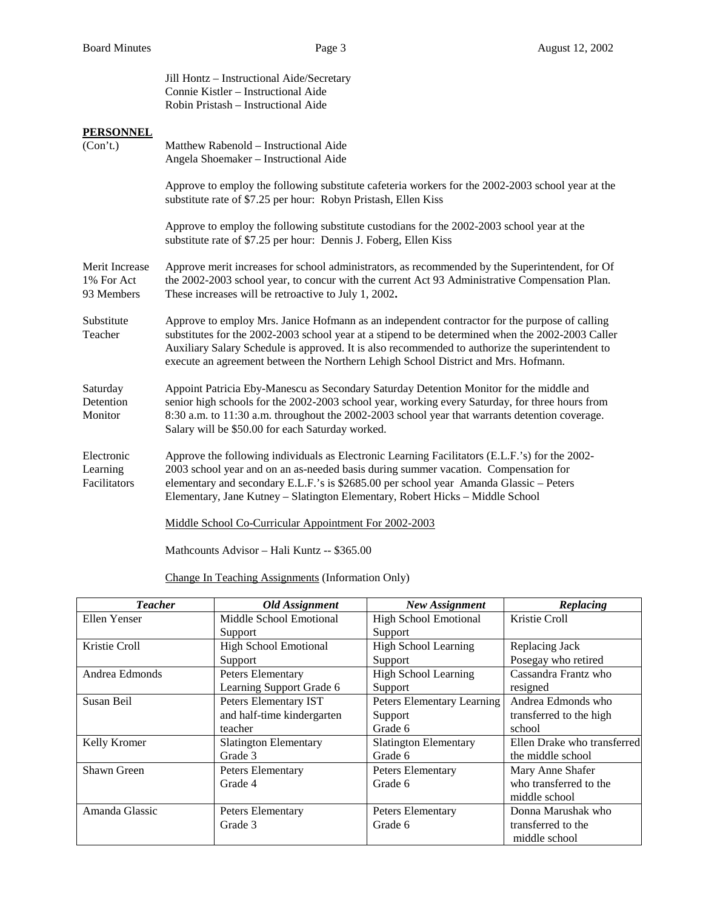Jill Hontz – Instructional Aide/Secretary
Connie Kistler – Instructional Aide
Robin Pristash – Instructional Aide

**PERSONNEL**
(Con't.)

Matthew Rabenold – Instructional Aide
Angela Shoemaker – Instructional Aide

Approve to employ the following substitute cafeteria workers for the 2002-2003 school year at the substitute rate of $7.25 per hour: Robyn Pristash, Ellen Kiss

Approve to employ the following substitute custodians for the 2002-2003 school year at the substitute rate of $7.25 per hour: Dennis J. Foberg, Ellen Kiss

Merit Increase 1% For Act 93 Members

Approve merit increases for school administrators, as recommended by the Superintendent, for Of the 2002-2003 school year, to concur with the current Act 93 Administrative Compensation Plan. These increases will be retroactive to July 1, 2002**.**

Substitute Teacher

Approve to employ Mrs. Janice Hofmann as an independent contractor for the purpose of calling substitutes for the 2002-2003 school year at a stipend to be determined when the 2002-2003 Caller Auxiliary Salary Schedule is approved. It is also recommended to authorize the superintendent to execute an agreement between the Northern Lehigh School District and Mrs. Hofmann.

Saturday Detention Monitor

Appoint Patricia Eby-Manescu as Secondary Saturday Detention Monitor for the middle and senior high schools for the 2002-2003 school year, working every Saturday, for three hours from 8:30 a.m. to 11:30 a.m. throughout the 2002-2003 school year that warrants detention coverage. Salary will be $50.00 for each Saturday worked.

Electronic Learning Facilitators

Approve the following individuals as Electronic Learning Facilitators (E.L.F.'s) for the 2002-2003 school year and on an as-needed basis during summer vacation. Compensation for elementary and secondary E.L.F.'s is $2685.00 per school year Amanda Glassic – Peters Elementary, Jane Kutney – Slatington Elementary, Robert Hicks – Middle School

Middle School Co-Curricular Appointment For 2002-2003

Mathcounts Advisor – Hali Kuntz -- $365.00

Change In Teaching Assignments (Information Only)

| ***Teacher*** | ***Old Assignment*** | ***New Assignment*** | ***Replacing*** |
|---|---|---|---|
| Ellen Yenser | Middle School Emotional Support | High School Emotional Support | Kristie Croll |
| Kristie Croll | High School Emotional Support | High School Learning Support | Replacing Jack Posegay who retired |
| Andrea Edmonds | Peters Elementary Learning Support Grade 6 | High School Learning Support | Cassandra Frantz who resigned |
| Susan Beil | Peters Elementary IST and half-time kindergarten teacher | Peters Elementary Learning Support Grade 6 | Andrea Edmonds who transferred to the high school |
| Kelly Kromer | Slatington Elementary Grade 3 | Slatington Elementary Grade 6 | Ellen Drake who transferred the middle school |
| Shawn Green | Peters Elementary Grade 4 | Peters Elementary Grade 6 | Mary Anne Shafer who transferred to the middle school |
| Amanda Glassic | Peters Elementary Grade 3 | Peters Elementary Grade 6 | Donna Marushak who transferred to the middle school |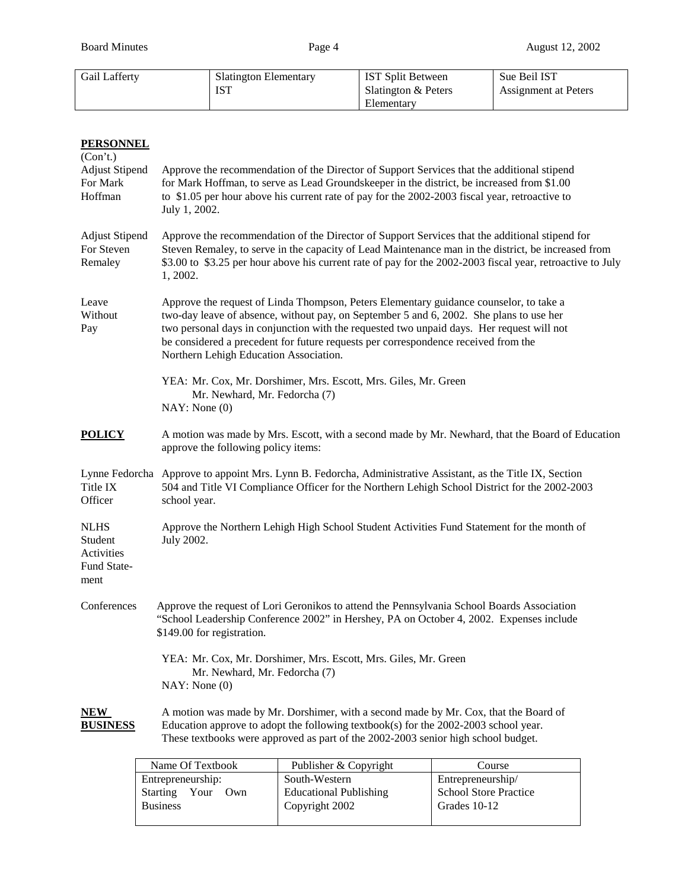| Gail Lafferty | Slatington Elementary IST | IST Split Between Slatington & Peters Elementary | Sue Beil IST Assignment at Peters |
|---|---|---|---|

**PERSONNEL**
(Con't.)

Adjust Stipend For Mark Hoffman — Approve the recommendation of the Director of Support Services that the additional stipend for Mark Hoffman, to serve as Lead Groundskeeper in the district, be increased from $1.00 to $1.05 per hour above his current rate of pay for the 2002-2003 fiscal year, retroactive to July 1, 2002.

Adjust Stipend For Steven Remaley — Approve the recommendation of the Director of Support Services that the additional stipend for Steven Remaley, to serve in the capacity of Lead Maintenance man in the district, be increased from $3.00 to $3.25 per hour above his current rate of pay for the 2002-2003 fiscal year, retroactive to July 1, 2002.

Leave Without Pay — Approve the request of Linda Thompson, Peters Elementary guidance counselor, to take a two-day leave of absence, without pay, on September 5 and 6, 2002. She plans to use her two personal days in conjunction with the requested two unpaid days. Her request will not be considered a precedent for future requests per correspondence received from the Northern Lehigh Education Association.

YEA: Mr. Cox, Mr. Dorshimer, Mrs. Escott, Mrs. Giles, Mr. Green
Mr. Newhard, Mr. Fedorcha (7)
NAY: None (0)

**POLICY** — A motion was made by Mrs. Escott, with a second made by Mr. Newhard, that the Board of Education approve the following policy items:

Lynne Fedorcha Title IX Officer — Approve to appoint Mrs. Lynn B. Fedorcha, Administrative Assistant, as the Title IX, Section 504 and Title VI Compliance Officer for the Northern Lehigh School District for the 2002-2003 school year.

NLHS Student Activities Fund Statement — Approve the Northern Lehigh High School Student Activities Fund Statement for the month of July 2002.

Conferences — Approve the request of Lori Geronikos to attend the Pennsylvania School Boards Association "School Leadership Conference 2002" in Hershey, PA on October 4, 2002. Expenses include $149.00 for registration.

YEA: Mr. Cox, Mr. Dorshimer, Mrs. Escott, Mrs. Giles, Mr. Green
Mr. Newhard, Mr. Fedorcha (7)
NAY: None (0)

**NEW BUSINESS** — A motion was made by Mr. Dorshimer, with a second made by Mr. Cox, that the Board of Education approve to adopt the following textbook(s) for the 2002-2003 school year. These textbooks were approved as part of the 2002-2003 senior high school budget.

| Name Of Textbook | Publisher & Copyright | Course |
|---|---|---|
| Entrepreneurship: Starting Your Own Business | South-Western Educational Publishing Copyright 2002 | Entrepreneurship/ School Store Practice Grades 10-12 |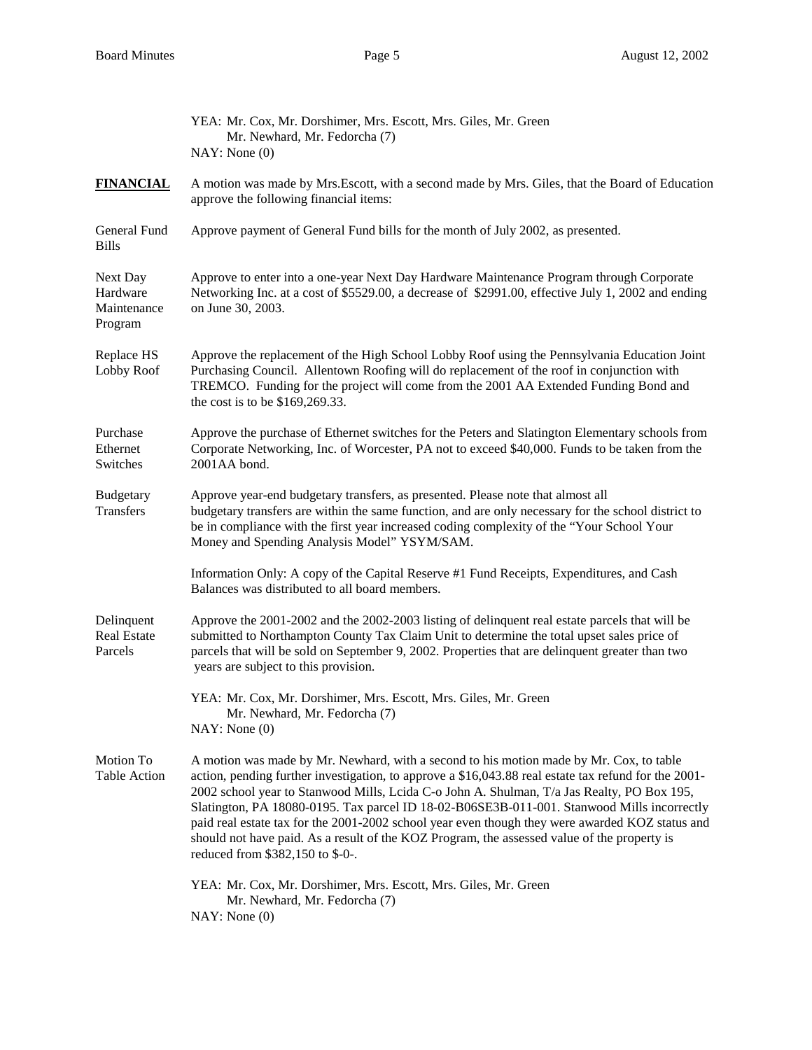YEA: Mr. Cox, Mr. Dorshimer, Mrs. Escott, Mrs. Giles, Mr. Green
Mr. Newhard, Mr. Fedorcha (7)
NAY: None (0)

**FINANCIAL**

A motion was made by Mrs.Escott, with a second made by Mrs. Giles, that the Board of Education approve the following financial items:

General Fund Bills

Approve payment of General Fund bills for the month of July 2002, as presented.

Next Day Hardware Maintenance Program

Approve to enter into a one-year Next Day Hardware Maintenance Program through Corporate Networking Inc. at a cost of $5529.00, a decrease of $2991.00, effective July 1, 2002 and ending on June 30, 2003.

Replace HS Lobby Roof

Approve the replacement of the High School Lobby Roof using the Pennsylvania Education Joint Purchasing Council. Allentown Roofing will do replacement of the roof in conjunction with TREMCO. Funding for the project will come from the 2001 AA Extended Funding Bond and the cost is to be $169,269.33.

Purchase Ethernet Switches

Approve the purchase of Ethernet switches for the Peters and Slatington Elementary schools from Corporate Networking, Inc. of Worcester, PA not to exceed $40,000. Funds to be taken from the 2001AA bond.

Budgetary Transfers

Approve year-end budgetary transfers, as presented. Please note that almost all budgetary transfers are within the same function, and are only necessary for the school district to be in compliance with the first year increased coding complexity of the "Your School Your Money and Spending Analysis Model" YSYM/SAM.

Information Only: A copy of the Capital Reserve #1 Fund Receipts, Expenditures, and Cash Balances was distributed to all board members.

Delinquent Real Estate Parcels

Approve the 2001-2002 and the 2002-2003 listing of delinquent real estate parcels that will be submitted to Northampton County Tax Claim Unit to determine the total upset sales price of parcels that will be sold on September 9, 2002. Properties that are delinquent greater than two years are subject to this provision.

YEA: Mr. Cox, Mr. Dorshimer, Mrs. Escott, Mrs. Giles, Mr. Green
Mr. Newhard, Mr. Fedorcha (7)
NAY: None (0)

Motion To Table Action

A motion was made by Mr. Newhard, with a second to his motion made by Mr. Cox, to table action, pending further investigation, to approve a $16,043.88 real estate tax refund for the 2001-2002 school year to Stanwood Mills, Lcida C-o John A. Shulman, T/a Jas Realty, PO Box 195, Slatington, PA 18080-0195. Tax parcel ID 18-02-B06SE3B-011-001. Stanwood Mills incorrectly paid real estate tax for the 2001-2002 school year even though they were awarded KOZ status and should not have paid. As a result of the KOZ Program, the assessed value of the property is reduced from $382,150 to $-0-.

YEA: Mr. Cox, Mr. Dorshimer, Mrs. Escott, Mrs. Giles, Mr. Green
Mr. Newhard, Mr. Fedorcha (7)
NAY: None (0)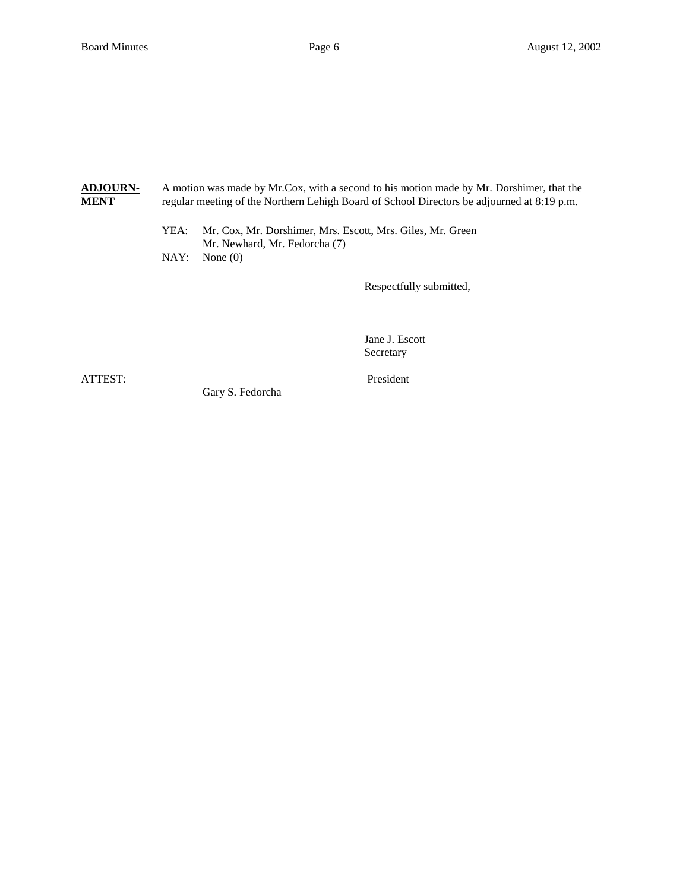**ADJOURNMENT**

A motion was made by Mr.Cox, with a second to his motion made by Mr. Dorshimer, that the regular meeting of the Northern Lehigh Board of School Directors be adjourned at 8:19 p.m.

YEA: Mr. Cox, Mr. Dorshimer, Mrs. Escott, Mrs. Giles, Mr. Green Mr. Newhard, Mr. Fedorcha (7)

NAY: None (0)

Respectfully submitted,

Jane J. Escott
Secretary

ATTEST: ______________________________ President
Gary S. Fedorcha